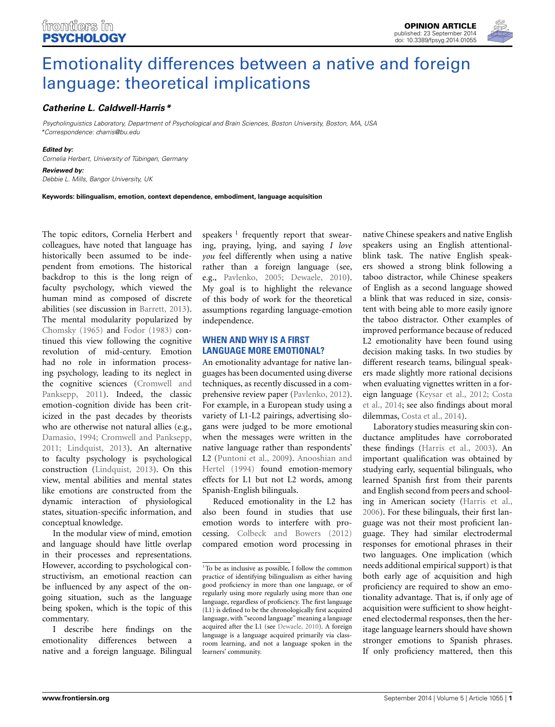# Emotionality differences between a native and foreign language: theoretical implications

***Catherine L. Caldwell-Harris****

*Psycholinguistics Laboratory, Department of Psychological and Brain Sciences, Boston University, Boston, MA, USA*
*\*Correspondence: charris@bu.edu*

***Edited by:***
*Cornelia Herbert, University of Tübingen, Germany*

***Reviewed by:***
*Debbie L. Mills, Bangor University, UK*

**Keywords: bilingualism, emotion, context dependence, embodiment, language acquisition**

The topic editors, Cornelia Herbert and colleagues, have noted that language has historically been assumed to be independent from emotions. The historical backdrop to this is the long reign of faculty psychology, which viewed the human mind as composed of discrete abilities (see discussion in Barrett, 2013). The mental modularity popularized by Chomsky (1965) and Fodor (1983) continued this view following the cognitive revolution of mid-century. Emotion had no role in information processing psychology, leading to its neglect in the cognitive sciences (Cromwell and Panksepp, 2011). Indeed, the classic emotion-cognition divide has been criticized in the past decades by theorists who are otherwise not natural allies (e.g., Damasio, 1994; Cromwell and Panksepp, 2011; Lindquist, 2013). An alternative to faculty psychology is psychological construction (Lindquist, 2013). On this view, mental abilities and mental states like emotions are constructed from the dynamic interaction of physiological states, situation-specific information, and conceptual knowledge.

In the modular view of mind, emotion and language should have little overlap in their processes and representations. However, according to psychological constructivism, an emotional reaction can be influenced by any aspect of the ongoing situation, such as the language being spoken, which is the topic of this commentary.

I describe here findings on the emotionality differences between a native and a foreign language. Bilingual speakers [1] frequently report that swearing, praying, lying, and saying *I love you* feel differently when using a native rather than a foreign language (see, e.g., Pavlenko, 2005; Dewaele, 2010). My goal is to highlight the relevance of this body of work for the theoretical assumptions regarding language-emotion independence.

## WHEN AND WHY IS A FIRST LANGUAGE MORE EMOTIONAL?

An emotionality advantage for native languages has been documented using diverse techniques, as recently discussed in a comprehensive review paper (Pavlenko, 2012). For example, in a European study using a variety of L1-L2 pairings, advertising slogans were judged to be more emotional when the messages were written in the native language rather than respondents' L2 (Puntoni et al., 2009). Anooshian and Hertel (1994) found emotion-memory effects for L1 but not L2 words, among Spanish-English bilinguals.

Reduced emotionality in the L2 has also been found in studies that use emotion words to interfere with processing. Colbeck and Bowers (2012) compared emotion word processing in native Chinese speakers and native English speakers using an English attentional-blink task. The native English speakers showed a strong blink following a taboo distractor, while Chinese speakers of English as a second language showed a blink that was reduced in size, consistent with being able to more easily ignore the taboo distractor. Other examples of improved performance because of reduced L2 emotionality have been found using decision making tasks. In two studies by different research teams, bilingual speakers made slightly more rational decisions when evaluating vignettes written in a foreign language (Keysar et al., 2012; Costa et al., 2014; see also findings about moral dilemmas, Costa et al., 2014).

Laboratory studies measuring skin conductance amplitudes have corroborated these findings (Harris et al., 2003). An important qualification was obtained by studying early, sequential bilinguals, who learned Spanish first from their parents and English second from peers and schooling in American society (Harris et al., 2006). For these bilinguals, their first language was not their most proficient language. They had similar electrodermal responses for emotional phrases in their two languages. One implication (which needs additional empirical support) is that both early age of acquisition and high proficiency are required to show an emotionality advantage. That is, if only age of acquisition were sufficient to show heightened electodermal responses, then the heritage language learners should have shown stronger emotions to Spanish phrases. If only proficiency mattered, then this

[1] To be as inclusive as possible, I follow the common practice of identifying bilingualism as either having good proficiency in more than one language, or of regularly using more regularly using more than one language, regardless of proficiency. The first language (L1) is defined to be the chronologically first acquired language, with "second language" meaning a language acquired after the L1 (see Dewaele, 2010). A foreign language is a language acquired primarily via classroom learning, and not a language spoken in the learners' community.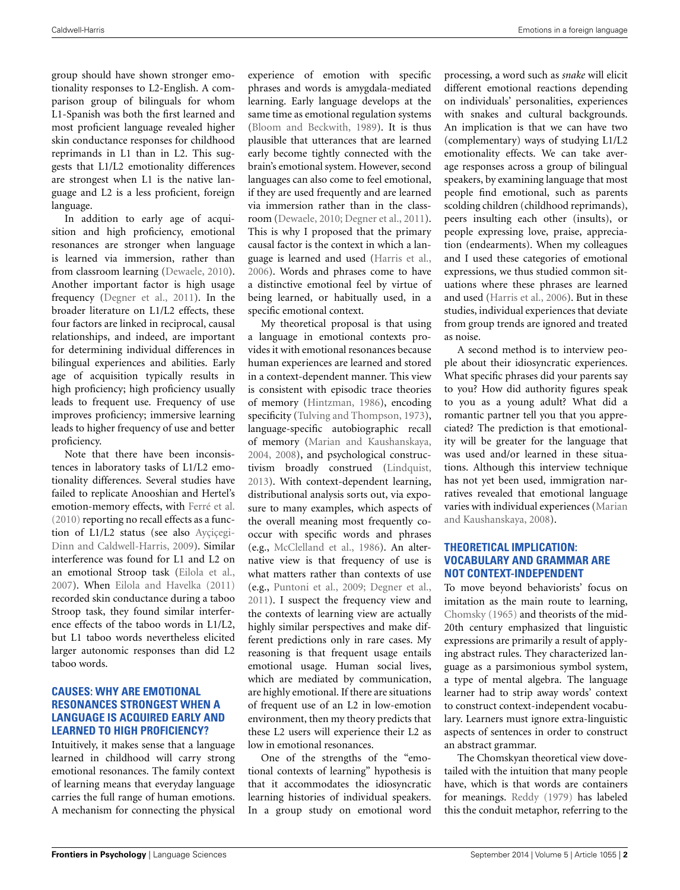group should have shown stronger emotionality responses to L2-English. A comparison group of bilinguals for whom L1-Spanish was both the first learned and most proficient language revealed higher skin conductance responses for childhood reprimands in L1 than in L2. This suggests that L1/L2 emotionality differences are strongest when L1 is the native language and L2 is a less proficient, foreign language.

In addition to early age of acquisition and high proficiency, emotional resonances are stronger when language is learned via immersion, rather than from classroom learning (Dewaele, 2010). Another important factor is high usage frequency (Degner et al., 2011). In the broader literature on L1/L2 effects, these four factors are linked in reciprocal, causal relationships, and indeed, are important for determining individual differences in bilingual experiences and abilities. Early age of acquisition typically results in high proficiency; high proficiency usually leads to frequent use. Frequency of use improves proficiency; immersive learning leads to higher frequency of use and better proficiency.

Note that there have been inconsistences in laboratory tasks of L1/L2 emotionality differences. Several studies have failed to replicate Anooshian and Hertel's emotion-memory effects, with Ferré et al. (2010) reporting no recall effects as a function of L1/L2 status (see also Ayçiçegi-Dinn and Caldwell-Harris, 2009). Similar interference was found for L1 and L2 on an emotional Stroop task (Eilola et al., 2007). When Eilola and Havelka (2011) recorded skin conductance during a taboo Stroop task, they found similar interference effects of the taboo words in L1/L2, but L1 taboo words nevertheless elicited larger autonomic responses than did L2 taboo words.

## CAUSES: WHY ARE EMOTIONAL RESONANCES STRONGEST WHEN A LANGUAGE IS ACQUIRED EARLY AND LEARNED TO HIGH PROFICIENCY?

Intuitively, it makes sense that a language learned in childhood will carry strong emotional resonances. The family context of learning means that everyday language carries the full range of human emotions. A mechanism for connecting the physical experience of emotion with specific phrases and words is amygdala-mediated learning. Early language develops at the same time as emotional regulation systems (Bloom and Beckwith, 1989). It is thus plausible that utterances that are learned early become tightly connected with the brain's emotional system. However, second languages can also come to feel emotional, if they are used frequently and are learned via immersion rather than in the classroom (Dewaele, 2010; Degner et al., 2011). This is why I proposed that the primary causal factor is the context in which a language is learned and used (Harris et al., 2006). Words and phrases come to have a distinctive emotional feel by virtue of being learned, or habitually used, in a specific emotional context.

My theoretical proposal is that using a language in emotional contexts provides it with emotional resonances because human experiences are learned and stored in a context-dependent manner. This view is consistent with episodic trace theories of memory (Hintzman, 1986), encoding specificity (Tulving and Thompson, 1973), language-specific autobiographic recall of memory (Marian and Kaushanskaya, 2004, 2008), and psychological constructivism broadly construed (Lindquist, 2013). With context-dependent learning, distributional analysis sorts out, via exposure to many examples, which aspects of the overall meaning most frequently co-occur with specific words and phrases (e.g., McClelland et al., 1986). An alternative view is that frequency of use is what matters rather than contexts of use (e.g., Puntoni et al., 2009; Degner et al., 2011). I suspect the frequency view and the contexts of learning view are actually highly similar perspectives and make different predictions only in rare cases. My reasoning is that frequent usage entails emotional usage. Human social lives, which are mediated by communication, are highly emotional. If there are situations of frequent use of an L2 in low-emotion environment, then my theory predicts that these L2 users will experience their L2 as low in emotional resonances.

One of the strengths of the "emotional contexts of learning" hypothesis is that it accommodates the idiosyncratic learning histories of individual speakers. In a group study on emotional word processing, a word such as *snake* will elicit different emotional reactions depending on individuals' personalities, experiences with snakes and cultural backgrounds. An implication is that we can have two (complementary) ways of studying L1/L2 emotionality effects. We can take average responses across a group of bilingual speakers, by examining language that most people find emotional, such as parents scolding children (childhood reprimands), peers insulting each other (insults), or people expressing love, praise, appreciation (endearments). When my colleagues and I used these categories of emotional expressions, we thus studied common situations where these phrases are learned and used (Harris et al., 2006). But in these studies, individual experiences that deviate from group trends are ignored and treated as noise.

A second method is to interview people about their idiosyncratic experiences. What specific phrases did your parents say to you? How did authority figures speak to you as a young adult? What did a romantic partner tell you that you appreciated? The prediction is that emotionality will be greater for the language that was used and/or learned in these situations. Although this interview technique has not yet been used, immigration narratives revealed that emotional language varies with individual experiences (Marian and Kaushanskaya, 2008).

## THEORETICAL IMPLICATION: VOCABULARY AND GRAMMAR ARE NOT CONTEXT-INDEPENDENT

To move beyond behaviorists' focus on imitation as the main route to learning, Chomsky (1965) and theorists of the mid-20th century emphasized that linguistic expressions are primarily a result of applying abstract rules. They characterized language as a parsimonious symbol system, a type of mental algebra. The language learner had to strip away words' context to construct context-independent vocabulary. Learners must ignore extra-linguistic aspects of sentences in order to construct an abstract grammar.

The Chomskyan theoretical view dovetailed with the intuition that many people have, which is that words are containers for meanings. Reddy (1979) has labeled this the conduit metaphor, referring to the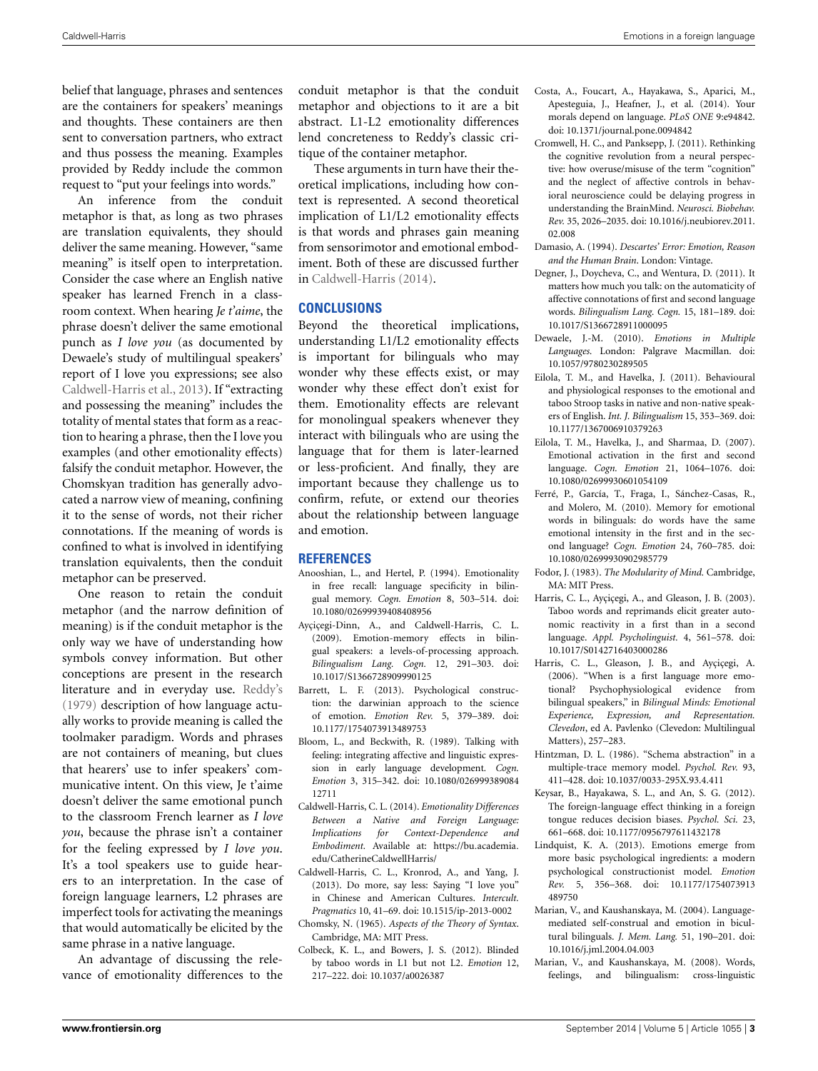belief that language, phrases and sentences are the containers for speakers' meanings and thoughts. These containers are then sent to conversation partners, who extract and thus possess the meaning. Examples provided by Reddy include the common request to "put your feelings into words."

An inference from the conduit metaphor is that, as long as two phrases are translation equivalents, they should deliver the same meaning. However, "same meaning" is itself open to interpretation. Consider the case where an English native speaker has learned French in a classroom context. When hearing *Je t'aime*, the phrase doesn't deliver the same emotional punch as *I love you* (as documented by Dewaele's study of multilingual speakers' report of I love you expressions; see also Caldwell-Harris et al., 2013). If "extracting and possessing the meaning" includes the totality of mental states that form as a reaction to hearing a phrase, then the I love you examples (and other emotionality effects) falsify the conduit metaphor. However, the Chomskyan tradition has generally advocated a narrow view of meaning, confining it to the sense of words, not their richer connotations. If the meaning of words is confined to what is involved in identifying translation equivalents, then the conduit metaphor can be preserved.

One reason to retain the conduit metaphor (and the narrow definition of meaning) is if the conduit metaphor is the only way we have of understanding how symbols convey information. But other conceptions are present in the research literature and in everyday use. Reddy's (1979) description of how language actually works to provide meaning is called the toolmaker paradigm. Words and phrases are not containers of meaning, but clues that hearers' use to infer speakers' communicative intent. On this view, Je t'aime doesn't deliver the same emotional punch to the classroom French learner as *I love you*, because the phrase isn't a container for the feeling expressed by *I love you*. It's a tool speakers use to guide hearers to an interpretation. In the case of foreign language learners, L2 phrases are imperfect tools for activating the meanings that would automatically be elicited by the same phrase in a native language.

An advantage of discussing the relevance of emotionality differences to the conduit metaphor is that the conduit metaphor and objections to it are a bit abstract. L1-L2 emotionality differences lend concreteness to Reddy's classic critique of the container metaphor.

These arguments in turn have their theoretical implications, including how context is represented. A second theoretical implication of L1/L2 emotionality effects is that words and phrases gain meaning from sensorimotor and emotional embodiment. Both of these are discussed further in Caldwell-Harris (2014).

## CONCLUSIONS

Beyond the theoretical implications, understanding L1/L2 emotionality effects is important for bilinguals who may wonder why these effects exist, or may wonder why these effect don't exist for them. Emotionality effects are relevant for monolingual speakers whenever they interact with bilinguals who are using the language that for them is later-learned or less-proficient. And finally, they are important because they challenge us to confirm, refute, or extend our theories about the relationship between language and emotion.

## REFERENCES

Anooshian, L., and Hertel, P. (1994). Emotionality in free recall: language specificity in bilingual memory. *Cogn. Emotion* 8, 503–514. doi: 10.1080/02699939408408956

Ayçiçegi-Dinn, A., and Caldwell-Harris, C. L. (2009). Emotion-memory effects in bilingual speakers: a levels-of-processing approach. *Bilingualism Lang. Cogn.* 12, 291–303. doi: 10.1017/S1366728909990125

Barrett, L. F. (2013). Psychological construction: the darwinian approach to the science of emotion. *Emotion Rev.* 5, 379–389. doi: 10.1177/1754073913489753

Bloom, L., and Beckwith, R. (1989). Talking with feeling: integrating affective and linguistic expression in early language development. *Cogn. Emotion* 3, 315–342. doi: 10.1080/02699938908412711

Caldwell-Harris, C. L. (2014). *Emotionality Differences Between a Native and Foreign Language: Implications for Context-Dependence and Embodiment.* Available at: https://bu.academia.edu/CatherineCaldwellHarris/

Caldwell-Harris, C. L., Kronrod, A., and Yang, J. (2013). Do more, say less: Saying "I love you" in Chinese and American Cultures. *Intercult. Pragmatics* 10, 41–69. doi: 10.1515/ip-2013-0002

Chomsky, N. (1965). *Aspects of the Theory of Syntax*. Cambridge, MA: MIT Press.

Colbeck, K. L., and Bowers, J. S. (2012). Blinded by taboo words in L1 but not L2. *Emotion* 12, 217–222. doi: 10.1037/a0026387

Costa, A., Foucart, A., Hayakawa, S., Aparici, M., Apesteguia, J., Heafner, J., et al. (2014). Your morals depend on language. *PLoS ONE* 9:e94842. doi: 10.1371/journal.pone.0094842

Cromwell, H. C., and Panksepp, J. (2011). Rethinking the cognitive revolution from a neural perspective: how overuse/misuse of the term "cognition" and the neglect of affective controls in behavioral neuroscience could be delaying progress in understanding the BrainMind. *Neurosci. Biobehav. Rev.* 35, 2026–2035. doi: 10.1016/j.neubiorev.2011.02.008

Damasio, A. (1994). *Descartes' Error: Emotion, Reason and the Human Brain*. London: Vintage.

Degner, J., Doycheva, C., and Wentura, D. (2011). It matters how much you talk: on the automaticity of affective connotations of first and second language words. *Bilingualism Lang. Cogn.* 15, 181–189. doi: 10.1017/S1366728911000095

Dewaele, J.-M. (2010). *Emotions in Multiple Languages*. London: Palgrave Macmillan. doi: 10.1057/9780230289505

Eilola, T. M., and Havelka, J. (2011). Behavioural and physiological responses to the emotional and taboo Stroop tasks in native and non-native speakers of English. *Int. J. Bilingualism* 15, 353–369. doi: 10.1177/1367006910379263

Eilola, T. M., Havelka, J., and Sharmaa, D. (2007). Emotional activation in the first and second language. *Cogn. Emotion* 21, 1064–1076. doi: 10.1080/02699930601054109

Ferré, P., García, T., Fraga, I., Sánchez-Casas, R., and Molero, M. (2010). Memory for emotional words in bilinguals: do words have the same emotional intensity in the first and in the second language? *Cogn. Emotion* 24, 760–785. doi: 10.1080/02699930902985779

Fodor, J. (1983). *The Modularity of Mind.* Cambridge, MA: MIT Press.

Harris, C. L., Ayçiçegi, A., and Gleason, J. B. (2003). Taboo words and reprimands elicit greater autonomic reactivity in a first than in a second language. *Appl. Psycholinguist.* 4, 561–578. doi: 10.1017/S0142716403000286

Harris, C. L., Gleason, J. B., and Ayçiçegi, A. (2006). "When is a first language more emotional? Psychophysiological evidence from bilingual speakers," in *Bilingual Minds: Emotional Experience, Expression, and Representation. Clevedon*, ed A. Pavlenko (Clevedon: Multilingual Matters), 257–283.

Hintzman, D. L. (1986). "Schema abstraction" in a multiple-trace memory model. *Psychol. Rev.* 93, 411–428. doi: 10.1037/0033-295X.93.4.411

Keysar, B., Hayakawa, S. L., and An, S. G. (2012). The foreign-language effect thinking in a foreign tongue reduces decision biases. *Psychol. Sci.* 23, 661–668. doi: 10.1177/0956797611432178

Lindquist, K. A. (2013). Emotions emerge from more basic psychological ingredients: a modern psychological constructionist model. *Emotion Rev.* 5, 356–368. doi: 10.1177/1754073913489750

Marian, V., and Kaushanskaya, M. (2004). Language-mediated self-construal and emotion in bicultural bilinguals. *J. Mem. Lang.* 51, 190–201. doi: 10.1016/j.jml.2004.04.003

Marian, V., and Kaushanskaya, M. (2008). Words, feelings, and bilingualism: cross-linguistic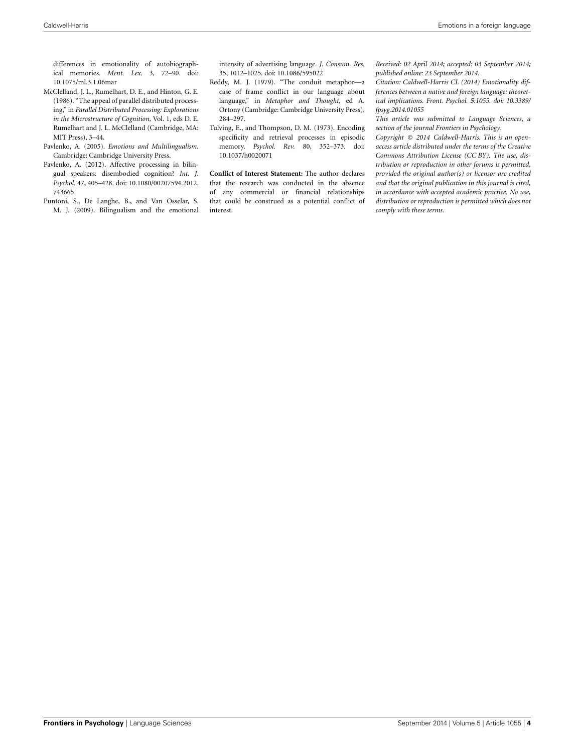differences in emotionality of autobiographical memories. *Ment. Lex.* 3, 72–90. doi: 10.1075/ml.3.1.06mar

McClelland, J. L., Rumelhart, D. E., and Hinton, G. E. (1986). "The appeal of parallel distributed processing," in *Parallel Distributed Processing: Explorations in the Microstructure of Cognition,* Vol. 1, eds D. E. Rumelhart and J. L. McClelland (Cambridge, MA: MIT Press), 3–44.

Pavlenko, A. (2005). *Emotions and Multilingualism*. Cambridge: Cambridge University Press.

Pavlenko, A. (2012). Affective processing in bilingual speakers: disembodied cognition? *Int. J. Psychol.* 47, 405–428. doi: 10.1080/00207594.2012.743665

Puntoni, S., De Langhe, B., and Van Osselar, S. M. J. (2009). Bilingualism and the emotional intensity of advertising language. *J. Consum. Res.* 35, 1012–1025. doi: 10.1086/595022

Reddy, M. J. (1979). "The conduit metaphor—a case of frame conflict in our language about language," in *Metaphor and Thought,* ed A. Ortony (Cambridge: Cambridge University Press), 284–297.

Tulving, E., and Thompson, D. M. (1973). Encoding specificity and retrieval processes in episodic memory. *Psychol. Rev.* 80, 352–373. doi: 10.1037/h0020071

**Conflict of Interest Statement:** The author declares that the research was conducted in the absence of any commercial or financial relationships that could be construed as a potential conflict of interest.

*Received: 02 April 2014; accepted: 03 September 2014; published online: 23 September 2014.*

*Citation: Caldwell-Harris CL (2014) Emotionality differences between a native and foreign language: theoretical implications. Front. Psychol.* ***5****:1055. doi: 10.3389/fpsyg.2014.01055*

*This article was submitted to Language Sciences, a section of the journal Frontiers in Psychology.*

*Copyright © 2014 Caldwell-Harris. This is an open-access article distributed under the terms of the Creative Commons Attribution License (CC BY). The use, distribution or reproduction in other forums is permitted, provided the original author(s) or licensor are credited and that the original publication in this journal is cited, in accordance with accepted academic practice. No use, distribution or reproduction is permitted which does not comply with these terms.*